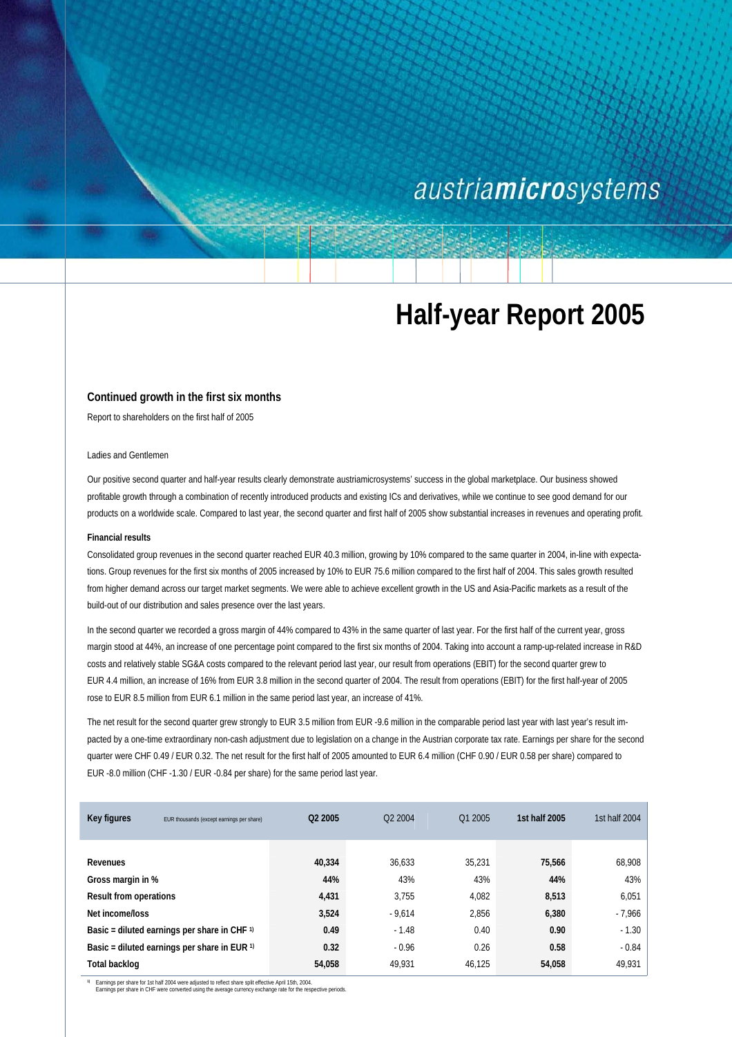austriamicrosystems

# Half-year Report 2005

### Continued growth in the first six months

Report to shareholders on the first half of 2005

Ladies and Gentlemen

Our positive second quarter and half-year results clearly demonstrate austriamicrosystems' success in the global marketplace. Our business showed profitable growth through a combination of recently introduced products and existing ICs and derivatives, while we continue to see good demand for our products on a worldwide scale. Compared to last year, the second quarter and first half of 2005 show substantial increases in revenues and operating profit.

**Financial results**

Consolidated group revenues in the second quarter reached EUR 40.3 million, growing by 10% compared to the same quarter in 2004, in-line with expectations. Group revenues for the first six months of 2005 increased by 10% to EUR 75.6 million compared to the first half of 2004. This sales growth resulted from higher demand across our target market segments. We were able to achieve excellent growth in the US and Asia-Pacific markets as a result of the build-out of our distribution and sales presence over the last years.

In the second quarter we recorded a gross margin of 44% compared to 43% in the same quarter of last year. For the first half of the current year, gross margin stood at 44%, an increase of one percentage point compared to the first six months of 2004. Taking into account a ramp-up-related increase in R&D costs and relatively stable SG&A costs compared to the relevant period last year, our result from operations (EBIT) for the second quarter grew to EUR 4.4 million, an increase of 16% from EUR 3.8 million in the second quarter of 2004. The result from operations (EBIT) for the first half-year of 2005 rose to EUR 8.5 million from EUR 6.1 million in the same period last year, an increase of 41%.

The net result for the second quarter grew strongly to EUR 3.5 million from EUR -9.6 million in the comparable period last year with last year's result impacted by a one-time extraordinary non-cash adjustment due to legislation on a change in the Austrian corporate tax rate. Earnings per share for the second quarter were CHF 0.49 / EUR 0.32. The net result for the first half of 2005 amounted to EUR 6.4 million (CHF 0.90 / EUR 0.58 per share) compared to EUR -8.0 million (CHF -1.30 / EUR -0.84 per share) for the same period last year.

| **Key figures** EUR thousands (except earnings per share) | **Q2 2005** | Q2 2004 | Q1 2005 | **1st half 2005** | 1st half 2004 |
|---|---|---|---|---|---|
| **Revenues** | **40,334** | 36,633 | 35,231 | **75,566** | 68,908 |
| **Gross margin in %** | **44%** | 43% | 43% | **44%** | 43% |
| **Result from operations** | **4,431** | 3,755 | 4,082 | **8,513** | 6,051 |
| **Net income/loss** | **3,524** | - 9,614 | 2,856 | **6,380** | - 7,966 |
| **Basic = diluted earnings per share in CHF** [1] | **0.49** | - 1.48 | 0.40 | **0.90** | - 1.30 |
| **Basic = diluted earnings per share in EUR** [1] | **0.32** | - 0.96 | 0.26 | **0.58** | - 0.84 |
| **Total backlog** | **54,058** | 49,931 | 46,125 | **54,058** | 49,931 |

[1] Earnings per share for 1st half 2004 were adjusted to reflect share split effective April 15th, 2004.
Earnings per share in CHF were converted using the average currency exchange rate for the respective periods.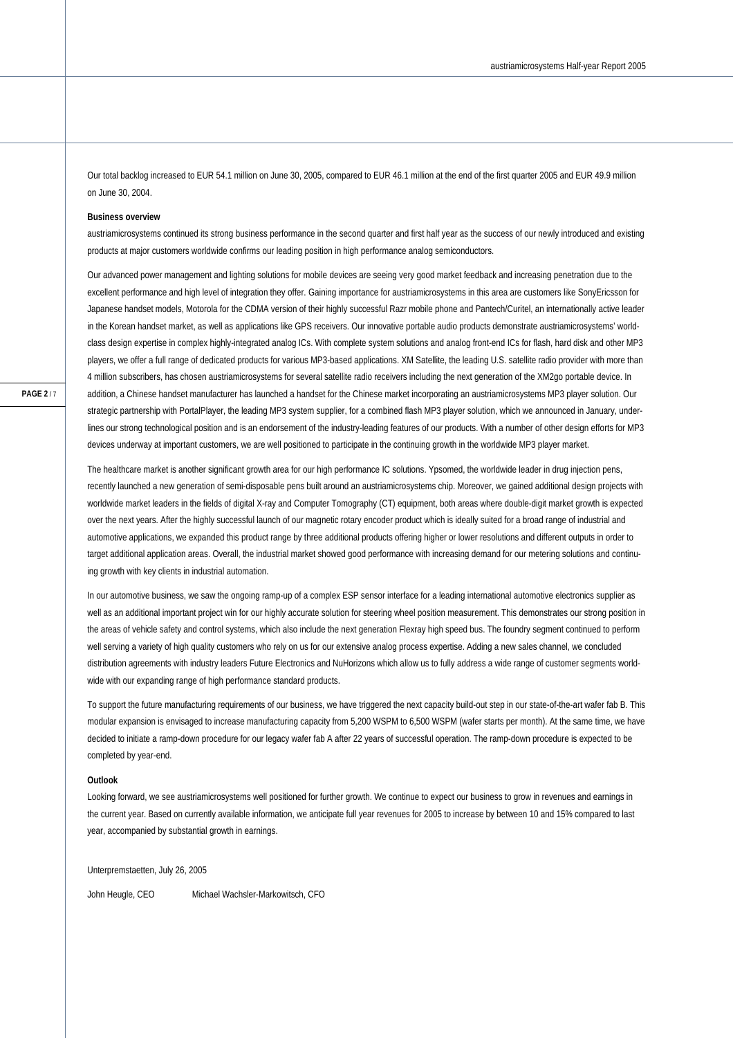Our total backlog increased to EUR 54.1 million on June 30, 2005, compared to EUR 46.1 million at the end of the first quarter 2005 and EUR 49.9 million on June 30, 2004.

**Business overview**

austriamicrosystems continued its strong business performance in the second quarter and first half year as the success of our newly introduced and existing products at major customers worldwide confirms our leading position in high performance analog semiconductors.

Our advanced power management and lighting solutions for mobile devices are seeing very good market feedback and increasing penetration due to the excellent performance and high level of integration they offer. Gaining importance for austriamicrosystems in this area are customers like SonyEricsson for Japanese handset models, Motorola for the CDMA version of their highly successful Razr mobile phone and Pantech/Curitel, an internationally active leader in the Korean handset market, as well as applications like GPS receivers. Our innovative portable audio products demonstrate austriamicrosystems' world-class design expertise in complex highly-integrated analog ICs. With complete system solutions and analog front-end ICs for flash, hard disk and other MP3 players, we offer a full range of dedicated products for various MP3-based applications. XM Satellite, the leading U.S. satellite radio provider with more than 4 million subscribers, has chosen austriamicrosystems for several satellite radio receivers including the next generation of the XM2go portable device. In addition, a Chinese handset manufacturer has launched a handset for the Chinese market incorporating an austriamicrosystems MP3 player solution. Our strategic partnership with PortalPlayer, the leading MP3 system supplier, for a combined flash MP3 player solution, which we announced in January, underlines our strong technological position and is an endorsement of the industry-leading features of our products. With a number of other design efforts for MP3 devices underway at important customers, we are well positioned to participate in the continuing growth in the worldwide MP3 player market.

The healthcare market is another significant growth area for our high performance IC solutions. Ypsomed, the worldwide leader in drug injection pens, recently launched a new generation of semi-disposable pens built around an austriamicrosystems chip. Moreover, we gained additional design projects with worldwide market leaders in the fields of digital X-ray and Computer Tomography (CT) equipment, both areas where double-digit market growth is expected over the next years. After the highly successful launch of our magnetic rotary encoder product which is ideally suited for a broad range of industrial and automotive applications, we expanded this product range by three additional products offering higher or lower resolutions and different outputs in order to target additional application areas. Overall, the industrial market showed good performance with increasing demand for our metering solutions and continuing growth with key clients in industrial automation.

In our automotive business, we saw the ongoing ramp-up of a complex ESP sensor interface for a leading international automotive electronics supplier as well as an additional important project win for our highly accurate solution for steering wheel position measurement. This demonstrates our strong position in the areas of vehicle safety and control systems, which also include the next generation Flexray high speed bus. The foundry segment continued to perform well serving a variety of high quality customers who rely on us for our extensive analog process expertise. Adding a new sales channel, we concluded distribution agreements with industry leaders Future Electronics and NuHorizons which allow us to fully address a wide range of customer segments worldwide with our expanding range of high performance standard products.

To support the future manufacturing requirements of our business, we have triggered the next capacity build-out step in our state-of-the-art wafer fab B. This modular expansion is envisaged to increase manufacturing capacity from 5,200 WSPM to 6,500 WSPM (wafer starts per month). At the same time, we have decided to initiate a ramp-down procedure for our legacy wafer fab A after 22 years of successful operation. The ramp-down procedure is expected to be completed by year-end.

**Outlook**

Looking forward, we see austriamicrosystems well positioned for further growth. We continue to expect our business to grow in revenues and earnings in the current year. Based on currently available information, we anticipate full year revenues for 2005 to increase by between 10 and 15% compared to last year, accompanied by substantial growth in earnings.

Unterpremstaetten, July 26, 2005

John Heugle, CEO    Michael Wachsler-Markowitsch, CFO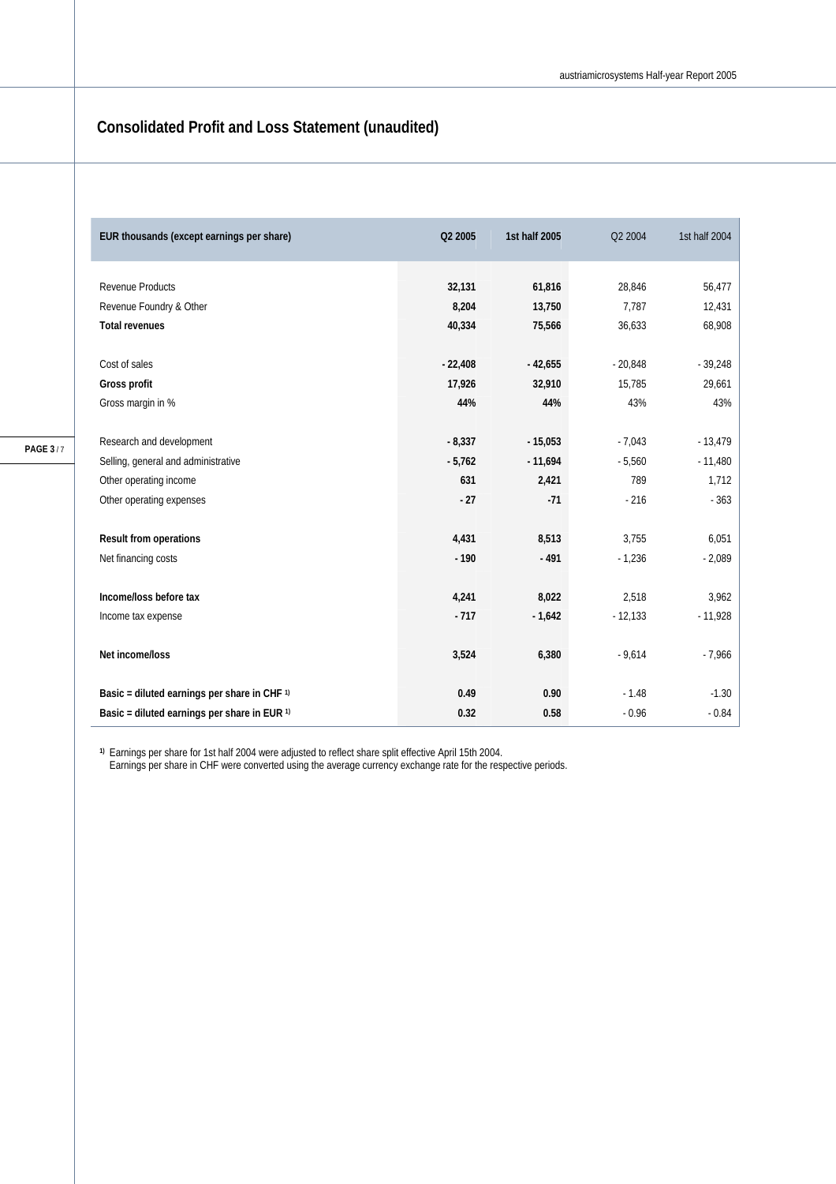## Consolidated Profit and Loss Statement (unaudited)

| EUR thousands (except earnings per share) | Q2 2005 | 1st half 2005 | Q2 2004 | 1st half 2004 |
|---|---|---|---|---|
| Revenue Products | **32,131** | **61,816** | 28,846 | 56,477 |
| Revenue Foundry & Other | **8,204** | **13,750** | 7,787 | 12,431 |
| **Total revenues** | **40,334** | **75,566** | 36,633 | 68,908 |
| | | | | |
| Cost of sales | **- 22,408** | **- 42,655** | - 20,848 | - 39,248 |
| **Gross profit** | **17,926** | **32,910** | 15,785 | 29,661 |
| Gross margin in % | **44%** | **44%** | 43% | 43% |
| | | | | |
| Research and development | **- 8,337** | **- 15,053** | - 7,043 | - 13,479 |
| Selling, general and administrative | **- 5,762** | **- 11,694** | - 5,560 | - 11,480 |
| Other operating income | **631** | **2,421** | 789 | 1,712 |
| Other operating expenses | **- 27** | **-71** | - 216 | - 363 |
| | | | | |
| **Result from operations** | **4,431** | **8,513** | 3,755 | 6,051 |
| Net financing costs | **- 190** | **- 491** | - 1,236 | - 2,089 |
| | | | | |
| **Income/loss before tax** | **4,241** | **8,022** | 2,518 | 3,962 |
| Income tax expense | **- 717** | **- 1,642** | - 12,133 | - 11,928 |
| | | | | |
| **Net income/loss** | **3,524** | **6,380** | - 9,614 | - 7,966 |
| | | | | |
| **Basic = diluted earnings per share in CHF [1]** | **0.49** | **0.90** | - 1.48 | -1.30 |
| **Basic = diluted earnings per share in EUR [1]** | **0.32** | **0.58** | - 0.96 | - 0.84 |

[1] Earnings per share for 1st half 2004 were adjusted to reflect share split effective April 15th 2004.
Earnings per share in CHF were converted using the average currency exchange rate for the respective periods.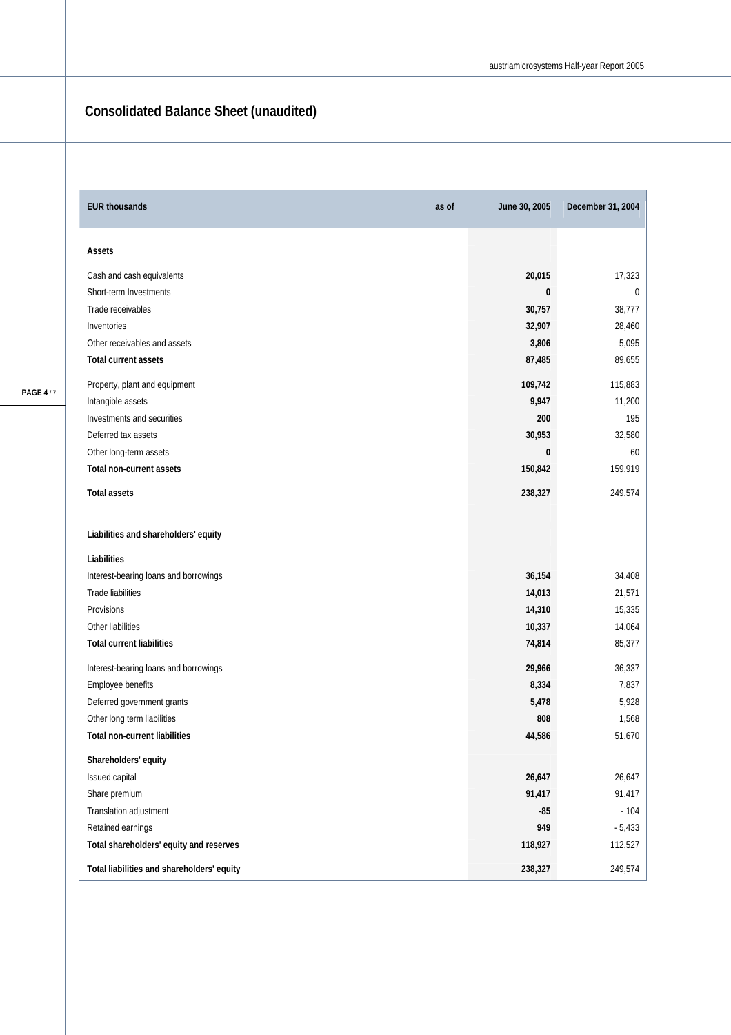# Consolidated Balance Sheet (unaudited)

| EUR thousands | as of | June 30, 2005 | December 31, 2004 |
|---|---|---|---|
| **Assets** | | | |
| Cash and cash equivalents | | **20,015** | 17,323 |
| Short-term Investments | | **0** | 0 |
| Trade receivables | | **30,757** | 38,777 |
| Inventories | | **32,907** | 28,460 |
| Other receivables and assets | | **3,806** | 5,095 |
| **Total current assets** | | **87,485** | 89,655 |
| Property, plant and equipment | | **109,742** | 115,883 |
| Intangible assets | | **9,947** | 11,200 |
| Investments and securities | | **200** | 195 |
| Deferred tax assets | | **30,953** | 32,580 |
| Other long-term assets | | **0** | 60 |
| **Total non-current assets** | | **150,842** | 159,919 |
| **Total assets** | | **238,327** | 249,574 |
| **Liabilities and shareholders' equity** | | | |
| **Liabilities** | | | |
| Interest-bearing loans and borrowings | | **36,154** | 34,408 |
| Trade liabilities | | **14,013** | 21,571 |
| Provisions | | **14,310** | 15,335 |
| Other liabilities | | **10,337** | 14,064 |
| **Total current liabilities** | | **74,814** | 85,377 |
| Interest-bearing loans and borrowings | | **29,966** | 36,337 |
| Employee benefits | | **8,334** | 7,837 |
| Deferred government grants | | **5,478** | 5,928 |
| Other long term liabilities | | **808** | 1,568 |
| **Total non-current liabilities** | | **44,586** | 51,670 |
| **Shareholders' equity** | | | |
| Issued capital | | **26,647** | 26,647 |
| Share premium | | **91,417** | 91,417 |
| Translation adjustment | | **-85** | - 104 |
| Retained earnings | | **949** | - 5,433 |
| **Total shareholders' equity and reserves** | | **118,927** | 112,527 |
| **Total liabilities and shareholders' equity** | | **238,327** | 249,574 |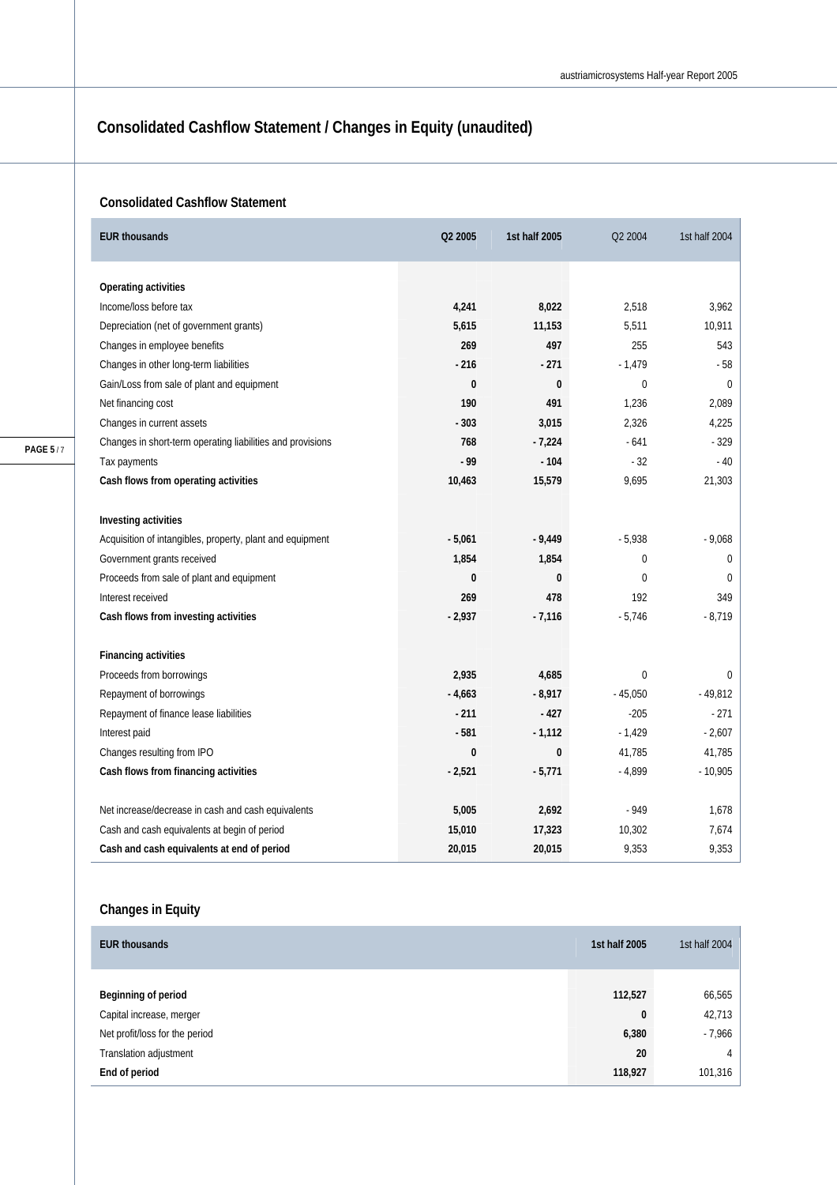# Consolidated Cashflow Statement / Changes in Equity (unaudited)

## Consolidated Cashflow Statement

| EUR thousands | Q2 2005 | 1st half 2005 | Q2 2004 | 1st half 2004 |
|---|---|---|---|---|
| **Operating activities** | | | | |
| Income/loss before tax | **4,241** | **8,022** | 2,518 | 3,962 |
| Depreciation (net of government grants) | **5,615** | **11,153** | 5,511 | 10,911 |
| Changes in employee benefits | **269** | **497** | 255 | 543 |
| Changes in other long-term liabilities | **- 216** | **- 271** | - 1,479 | - 58 |
| Gain/Loss from sale of plant and equipment | **0** | **0** | 0 | 0 |
| Net financing cost | **190** | **491** | 1,236 | 2,089 |
| Changes in current assets | **- 303** | **3,015** | 2,326 | 4,225 |
| Changes in short-term operating liabilities and provisions | **768** | **- 7,224** | - 641 | - 329 |
| Tax payments | **- 99** | **- 104** | - 32 | - 40 |
| **Cash flows from operating activities** | **10,463** | **15,579** | 9,695 | 21,303 |
| **Investing activities** | | | | |
| Acquisition of intangibles, property, plant and equipment | **- 5,061** | **- 9,449** | - 5,938 | - 9,068 |
| Government grants received | **1,854** | **1,854** | 0 | 0 |
| Proceeds from sale of plant and equipment | **0** | **0** | 0 | 0 |
| Interest received | **269** | **478** | 192 | 349 |
| **Cash flows from investing activities** | **- 2,937** | **- 7,116** | - 5,746 | - 8,719 |
| **Financing activities** | | | | |
| Proceeds from borrowings | **2,935** | **4,685** | 0 | 0 |
| Repayment of borrowings | **- 4,663** | **- 8,917** | - 45,050 | - 49,812 |
| Repayment of finance lease liabilities | **- 211** | **- 427** | -205 | - 271 |
| Interest paid | **- 581** | **- 1,112** | - 1,429 | - 2,607 |
| Changes resulting from IPO | **0** | **0** | 41,785 | 41,785 |
| **Cash flows from financing activities** | **- 2,521** | **- 5,771** | - 4,899 | - 10,905 |
| Net increase/decrease in cash and cash equivalents | **5,005** | **2,692** | - 949 | 1,678 |
| Cash and cash equivalents at begin of period | **15,010** | **17,323** | 10,302 | 7,674 |
| **Cash and cash equivalents at end of period** | **20,015** | **20,015** | 9,353 | 9,353 |

## Changes in Equity

| EUR thousands | 1st half 2005 | 1st half 2004 |
|---|---|---|
| **Beginning of period** | **112,527** | 66,565 |
| Capital increase, merger | **0** | 42,713 |
| Net profit/loss for the period | **6,380** | - 7,966 |
| Translation adjustment | **20** | 4 |
| **End of period** | **118,927** | 101,316 |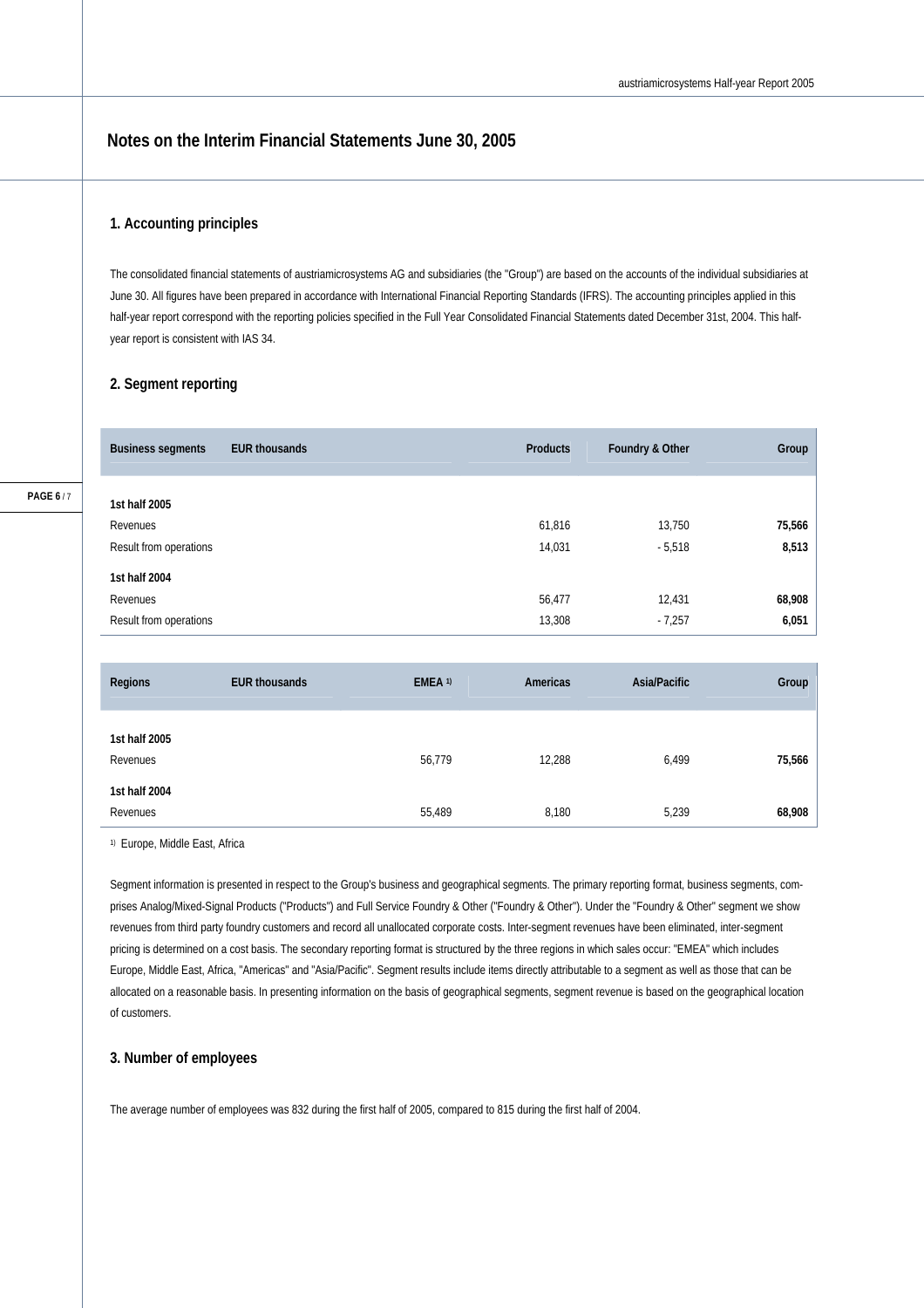# Notes on the Interim Financial Statements June 30, 2005

## 1. Accounting principles

The consolidated financial statements of austriamicrosystems AG and subsidiaries (the "Group") are based on the accounts of the individual subsidiaries at June 30. All figures have been prepared in accordance with International Financial Reporting Standards (IFRS). The accounting principles applied in this half-year report correspond with the reporting policies specified in the Full Year Consolidated Financial Statements dated December 31st, 2004. This half-year report is consistent with IAS 34.

## 2. Segment reporting

| Business segments | EUR thousands | Products | Foundry & Other | Group |
|---|---|---|---|---|
| **1st half 2005** | | | | |
| Revenues | | 61,816 | 13,750 | **75,566** |
| Result from operations | | 14,031 | - 5,518 | **8,513** |
| **1st half 2004** | | | | |
| Revenues | | 56,477 | 12,431 | **68,908** |
| Result from operations | | 13,308 | - 7,257 | **6,051** |

| Regions | EUR thousands | EMEA [1] | Americas | Asia/Pacific | Group |
|---|---|---|---|---|---|
| **1st half 2005** | | | | | |
| Revenues | | 56,779 | 12,288 | 6,499 | **75,566** |
| **1st half 2004** | | | | | |
| Revenues | | 55,489 | 8,180 | 5,239 | **68,908** |

[1] Europe, Middle East, Africa

Segment information is presented in respect to the Group's business and geographical segments. The primary reporting format, business segments, comprises Analog/Mixed-Signal Products ("Products") and Full Service Foundry & Other ("Foundry & Other"). Under the "Foundry & Other" segment we show revenues from third party foundry customers and record all unallocated corporate costs. Inter-segment revenues have been eliminated, inter-segment pricing is determined on a cost basis. The secondary reporting format is structured by the three regions in which sales occur: "EMEA" which includes Europe, Middle East, Africa, "Americas" and "Asia/Pacific". Segment results include items directly attributable to a segment as well as those that can be allocated on a reasonable basis. In presenting information on the basis of geographical segments, segment revenue is based on the geographical location of customers.

## 3. Number of employees

The average number of employees was 832 during the first half of 2005, compared to 815 during the first half of 2004.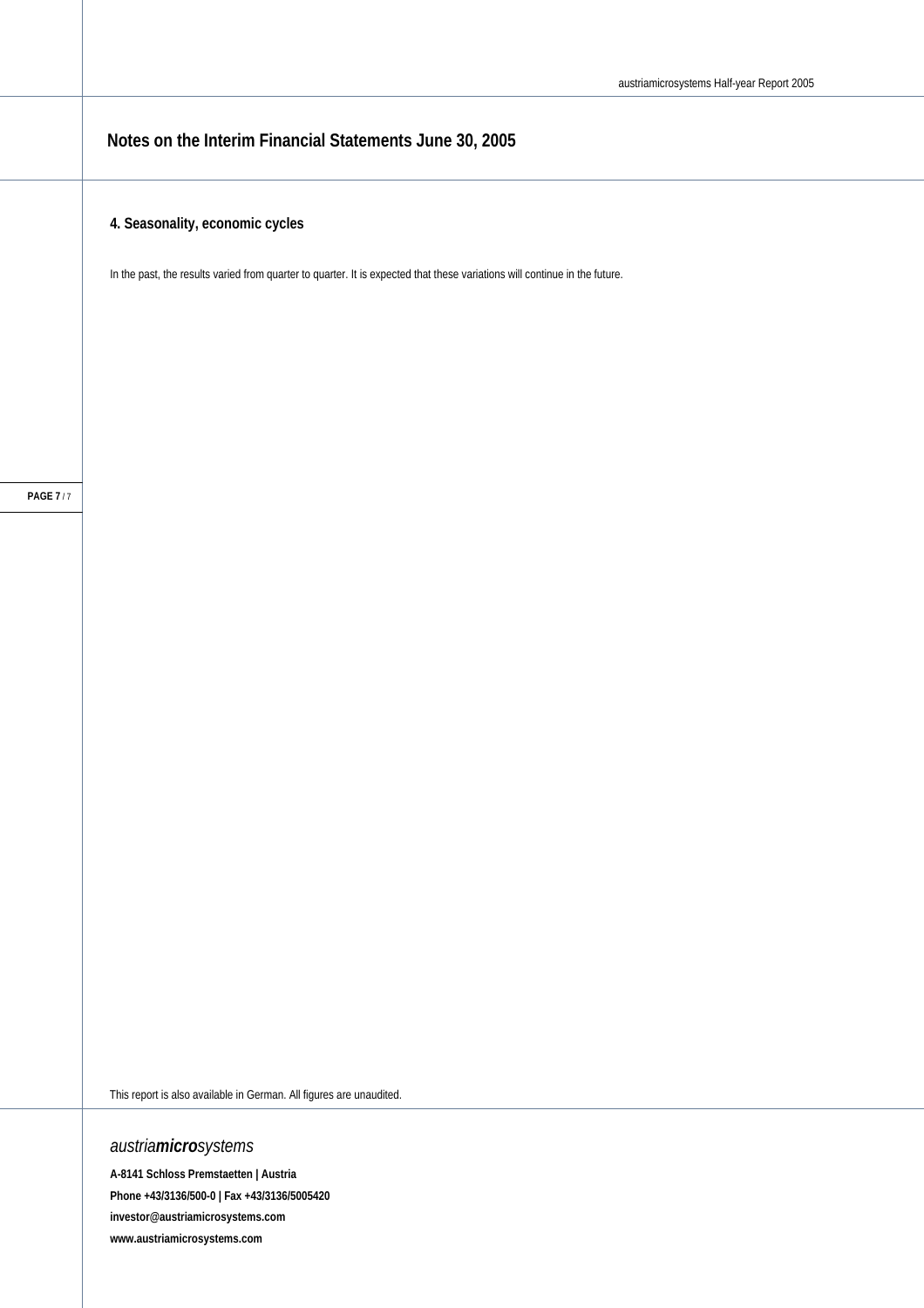# Notes on the Interim Financial Statements June 30, 2005

## 4. Seasonality, economic cycles

In the past, the results varied from quarter to quarter. It is expected that these variations will continue in the future.

This report is also available in German. All figures are unaudited.

*austria**micro**systems*

**A-8141 Schloss Premstaetten | Austria**

**Phone +43/3136/500-0 | Fax +43/3136/5005420**

**investor@austriamicrosystems.com**

**www.austriamicrosystems.com**